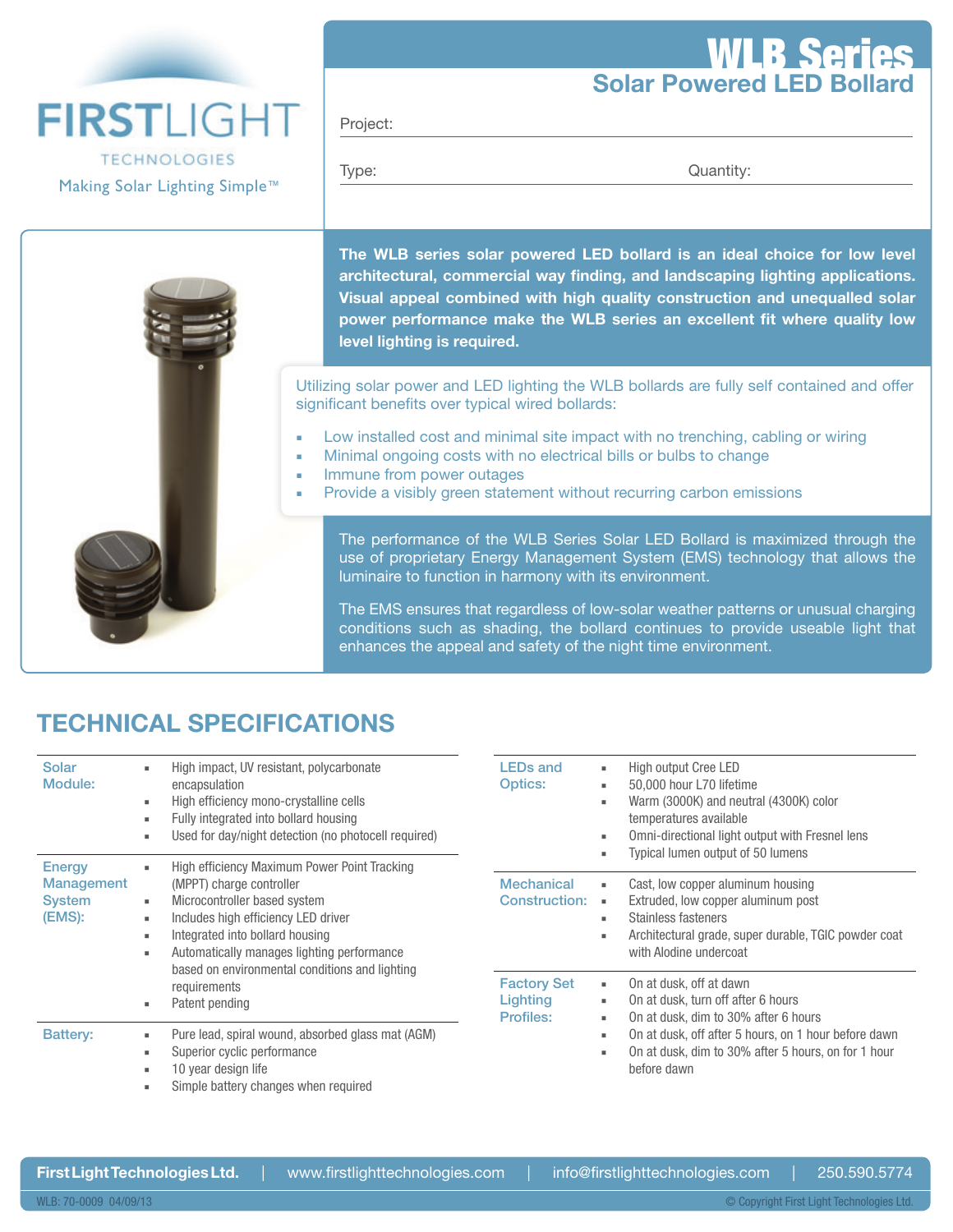FIRSTLIGHT TECHNOLOGIES

Making Solar Lighting Simple™

# WLB Series

## Solar Powered LED Bollard

Project:

Type: Quantity:

**The WLB series solar powered LED bollard is an ideal choice for low level architectural, commercial way finding, and landscaping lighting applications. Visual appeal combined with high quality construction and unequalled solar power performance make the WLB series an excellent fit where quality low level lighting is required.**

Utilizing solar power and LED lighting the WLB bollards are fully self contained and offer significant benefits over typical wired bollards:

- Low installed cost and minimal site impact with no trenching, cabling or wiring
- Minimal ongoing costs with no electrical bills or bulbs to change
- Immune from power outages
- Provide a visibly green statement without recurring carbon emissions

The performance of the WLB Series Solar LED Bollard is maximized through the use of proprietary Energy Management System (EMS) technology that allows the luminaire to function in harmony with its environment.

The EMS ensures that regardless of low-solar weather patterns or unusual charging conditions such as shading, the bollard continues to provide useable light that enhances the appeal and safety of the night time environment.

## TECHNICAL SPECIFICATIONS

**Solar Module:**
- High impact, UV resistant, polycarbonate encapsulation
- High efficiency mono-crystalline cells
- Fully integrated into bollard housing
- Used for day/night detection (no photocell required)

**Energy Management System (EMS):**
- High efficiency Maximum Power Point Tracking (MPPT) charge controller
- Microcontroller based system
- Includes high efficiency LED driver
- Integrated into bollard housing
- Automatically manages lighting performance based on environmental conditions and lighting requirements
- Patent pending

**Battery:**
- Pure lead, spiral wound, absorbed glass mat (AGM)
- Superior cyclic performance
- 10 year design life
- Simple battery changes when required

**LEDs and Optics:**
- High output Cree LED
- 50,000 hour L70 lifetime
- Warm (3000K) and neutral (4300K) color temperatures available
- Omni-directional light output with Fresnel lens
- Typical lumen output of 50 lumens

**Mechanical Construction:**
- Cast, low copper aluminum housing
- Extruded, low copper aluminum post
- Stainless fasteners
- Architectural grade, super durable, TGIC powder coat with Alodine undercoat

**Factory Set Lighting Profiles:**
- On at dusk, off at dawn
- On at dusk, turn off after 6 hours
- On at dusk, dim to 30% after 6 hours
- On at dusk, off after 5 hours, on 1 hour before dawn
- On at dusk, dim to 30% after 5 hours, on for 1 hour before dawn

**First Light Technologies Ltd.** | www.firstlighttechnologies.com | info@firstlighttechnologies.com | 250.590.5774

WLB: 70-0009 04/09/13 © Copyright First Light Technologies Ltd.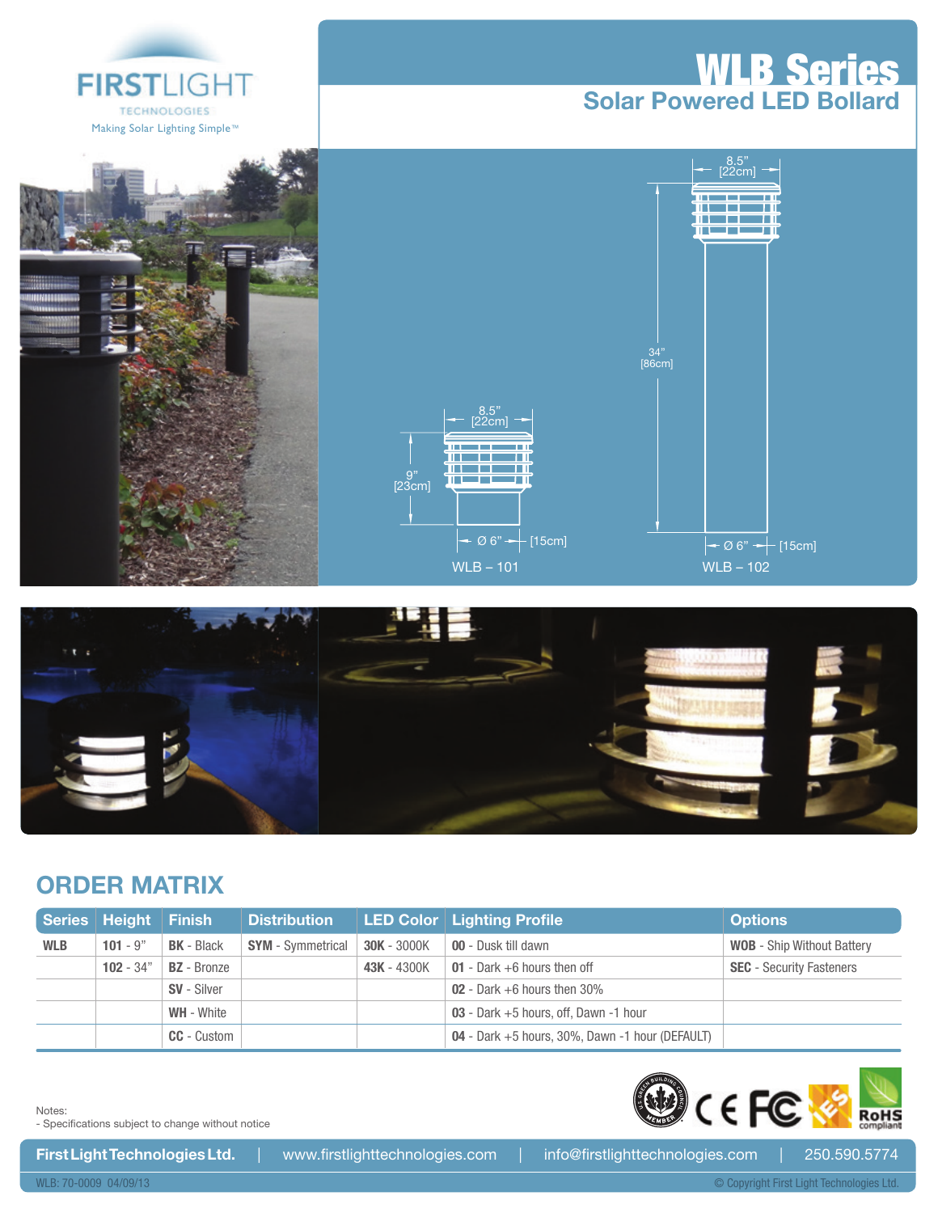FIRSTLIGHT TECHNOLOGIES

Making Solar Lighting Simple™

# WLB Series

## Solar Powered LED Bollard

8.5" [22cm]

9" [23cm]

Ø 6" [15cm]

WLB – 101

8.5" [22cm]

34" [86cm]

Ø 6" [15cm]

WLB – 102

## ORDER MATRIX

| Series | Height | Finish | Distribution | LED Color | Lighting Profile | Options |
|---|---|---|---|---|---|---|
| **WLB** | **101** - 9" | **BK** - Black | **SYM** - Symmetrical | **30K** - 3000K | **00** - Dusk till dawn | **WOB** - Ship Without Battery |
| | **102** - 34" | **BZ** - Bronze | | **43K** - 4300K | **01** - Dark +6 hours then off | **SEC** - Security Fasteners |
| | | **SV** - Silver | | | **02** - Dark +6 hours then 30% | |
| | | **WH** - White | | | **03** - Dark +5 hours, off, Dawn -1 hour | |
| | | **CC** - Custom | | | **04** - Dark +5 hours, 30%, Dawn -1 hour (DEFAULT) | |

Notes:
- Specifications subject to change without notice

**First Light Technologies Ltd.** | www.firstlighttechnologies.com | info@firstlighttechnologies.com | 250.590.5774

WLB: 70-0009 04/09/13

© Copyright First Light Technologies Ltd.